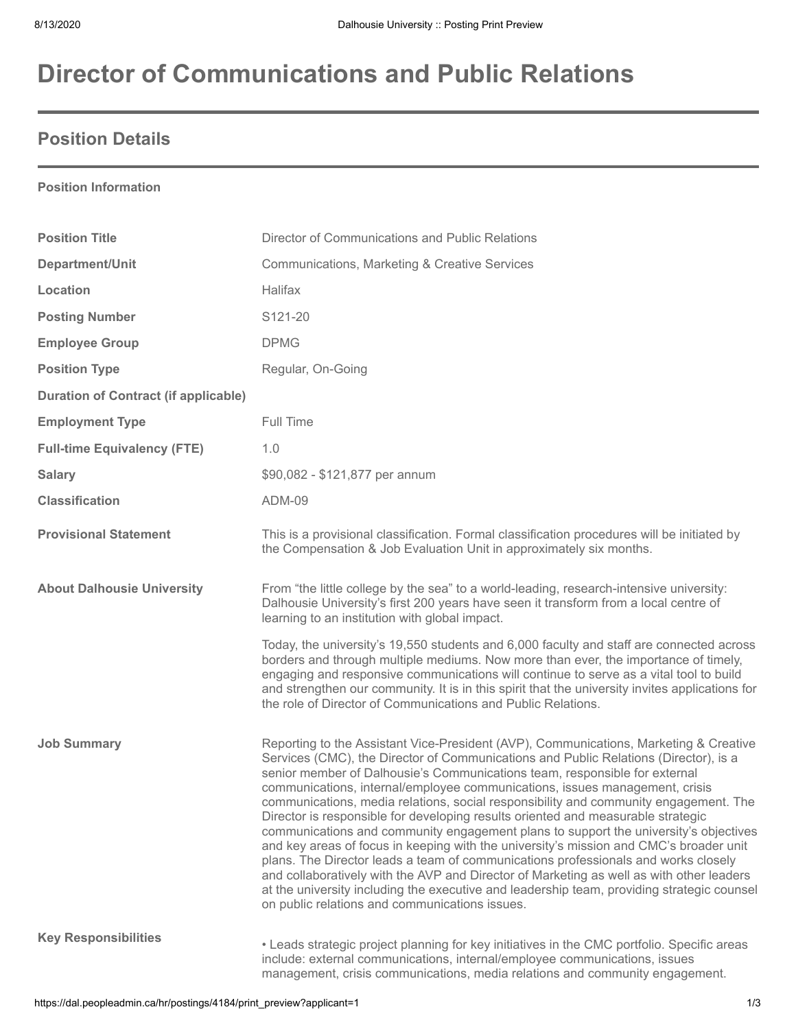# Director of Communications and Public Relations

## Position Details

**Position Information**

| | |
|---|---|
| **Position Title** | Director of Communications and Public Relations |
| **Department/Unit** | Communications, Marketing & Creative Services |
| **Location** | Halifax |
| **Posting Number** | S121-20 |
| **Employee Group** | DPMG |
| **Position Type** | Regular, On-Going |
| **Duration of Contract (if applicable)** | |
| **Employment Type** | Full Time |
| **Full-time Equivalency (FTE)** | 1.0 |
| **Salary** | $90,082 - $121,877 per annum |
| **Classification** | ADM-09 |
| **Provisional Statement** | This is a provisional classification. Formal classification procedures will be initiated by the Compensation & Job Evaluation Unit in approximately six months. |

**About Dalhousie University**

From "the little college by the sea" to a world-leading, research-intensive university: Dalhousie University's first 200 years have seen it transform from a local centre of learning to an institution with global impact.

Today, the university's 19,550 students and 6,000 faculty and staff are connected across borders and through multiple mediums. Now more than ever, the importance of timely, engaging and responsive communications will continue to serve as a vital tool to build and strengthen our community. It is in this spirit that the university invites applications for the role of Director of Communications and Public Relations.

**Job Summary**

Reporting to the Assistant Vice-President (AVP), Communications, Marketing & Creative Services (CMC), the Director of Communications and Public Relations (Director), is a senior member of Dalhousie's Communications team, responsible for external communications, internal/employee communications, issues management, crisis communications, media relations, social responsibility and community engagement. The Director is responsible for developing results oriented and measurable strategic communications and community engagement plans to support the university's objectives and key areas of focus in keeping with the university's mission and CMC's broader unit plans. The Director leads a team of communications professionals and works closely and collaboratively with the AVP and Director of Marketing as well as with other leaders at the university including the executive and leadership team, providing strategic counsel on public relations and communications issues.

**Key Responsibilities**

- Leads strategic project planning for key initiatives in the CMC portfolio. Specific areas include: external communications, internal/employee communications, issues management, crisis communications, media relations and community engagement.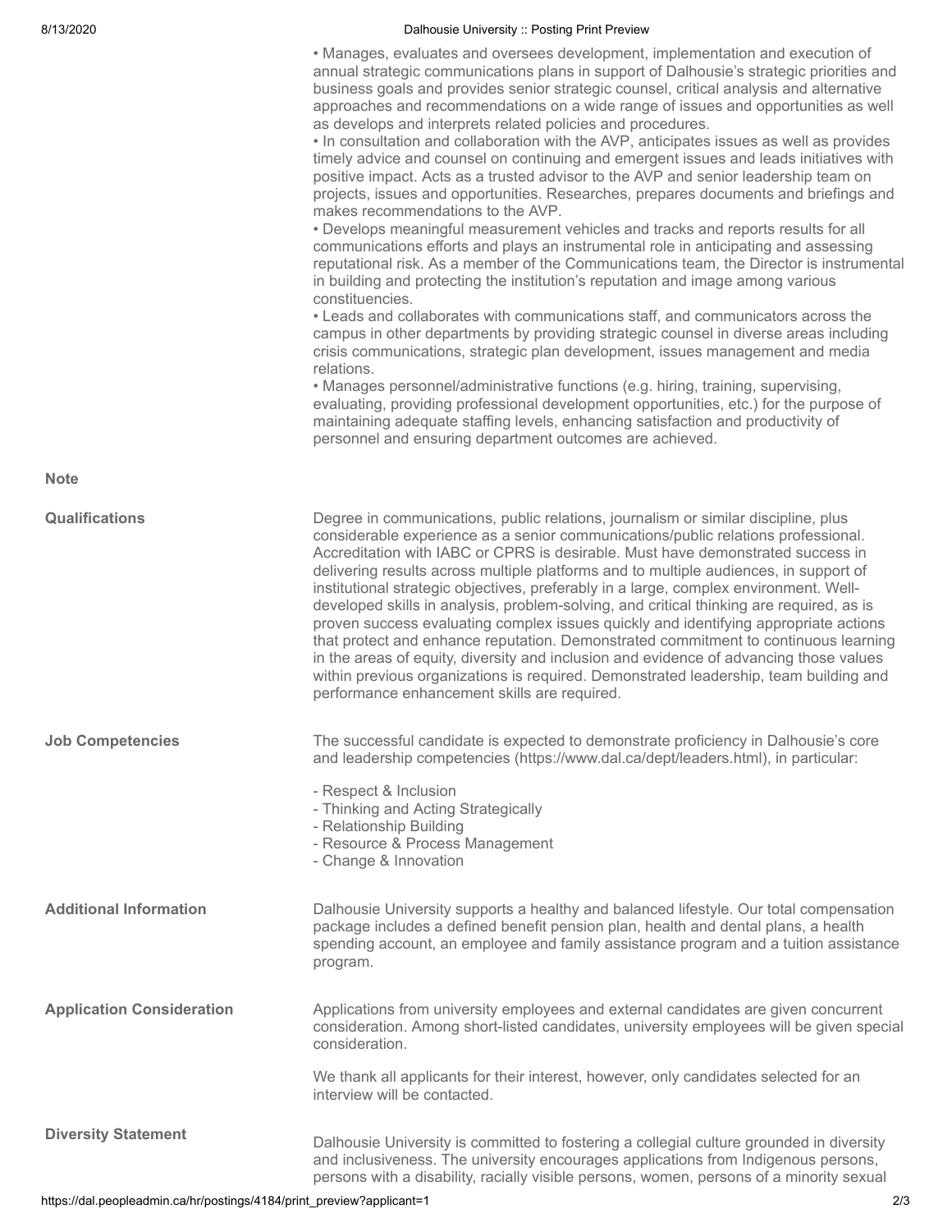• Manages, evaluates and oversees development, implementation and execution of annual strategic communications plans in support of Dalhousie's strategic priorities and business goals and provides senior strategic counsel, critical analysis and alternative approaches and recommendations on a wide range of issues and opportunities as well as develops and interprets related policies and procedures.
• In consultation and collaboration with the AVP, anticipates issues as well as provides timely advice and counsel on continuing and emergent issues and leads initiatives with positive impact. Acts as a trusted advisor to the AVP and senior leadership team on projects, issues and opportunities. Researches, prepares documents and briefings and makes recommendations to the AVP.
• Develops meaningful measurement vehicles and tracks and reports results for all communications efforts and plays an instrumental role in anticipating and assessing reputational risk. As a member of the Communications team, the Director is instrumental in building and protecting the institution's reputation and image among various constituencies.
• Leads and collaborates with communications staff, and communicators across the campus in other departments by providing strategic counsel in diverse areas including crisis communications, strategic plan development, issues management and media relations.
• Manages personnel/administrative functions (e.g. hiring, training, supervising, evaluating, providing professional development opportunities, etc.) for the purpose of maintaining adequate staffing levels, enhancing satisfaction and productivity of personnel and ensuring department outcomes are achieved.

**Note**

**Qualifications**

Degree in communications, public relations, journalism or similar discipline, plus considerable experience as a senior communications/public relations professional. Accreditation with IABC or CPRS is desirable. Must have demonstrated success in delivering results across multiple platforms and to multiple audiences, in support of institutional strategic objectives, preferably in a large, complex environment. Well-developed skills in analysis, problem-solving, and critical thinking are required, as is proven success evaluating complex issues quickly and identifying appropriate actions that protect and enhance reputation. Demonstrated commitment to continuous learning in the areas of equity, diversity and inclusion and evidence of advancing those values within previous organizations is required. Demonstrated leadership, team building and performance enhancement skills are required.

**Job Competencies**

The successful candidate is expected to demonstrate proficiency in Dalhousie's core and leadership competencies (https://www.dal.ca/dept/leaders.html), in particular:

- Respect & Inclusion
- Thinking and Acting Strategically
- Relationship Building
- Resource & Process Management
- Change & Innovation

**Additional Information**

Dalhousie University supports a healthy and balanced lifestyle. Our total compensation package includes a defined benefit pension plan, health and dental plans, a health spending account, an employee and family assistance program and a tuition assistance program.

**Application Consideration**

Applications from university employees and external candidates are given concurrent consideration. Among short-listed candidates, university employees will be given special consideration.

We thank all applicants for their interest, however, only candidates selected for an interview will be contacted.

**Diversity Statement**

Dalhousie University is committed to fostering a collegial culture grounded in diversity and inclusiveness. The university encourages applications from Indigenous persons, persons with a disability, racially visible persons, women, persons of a minority sexual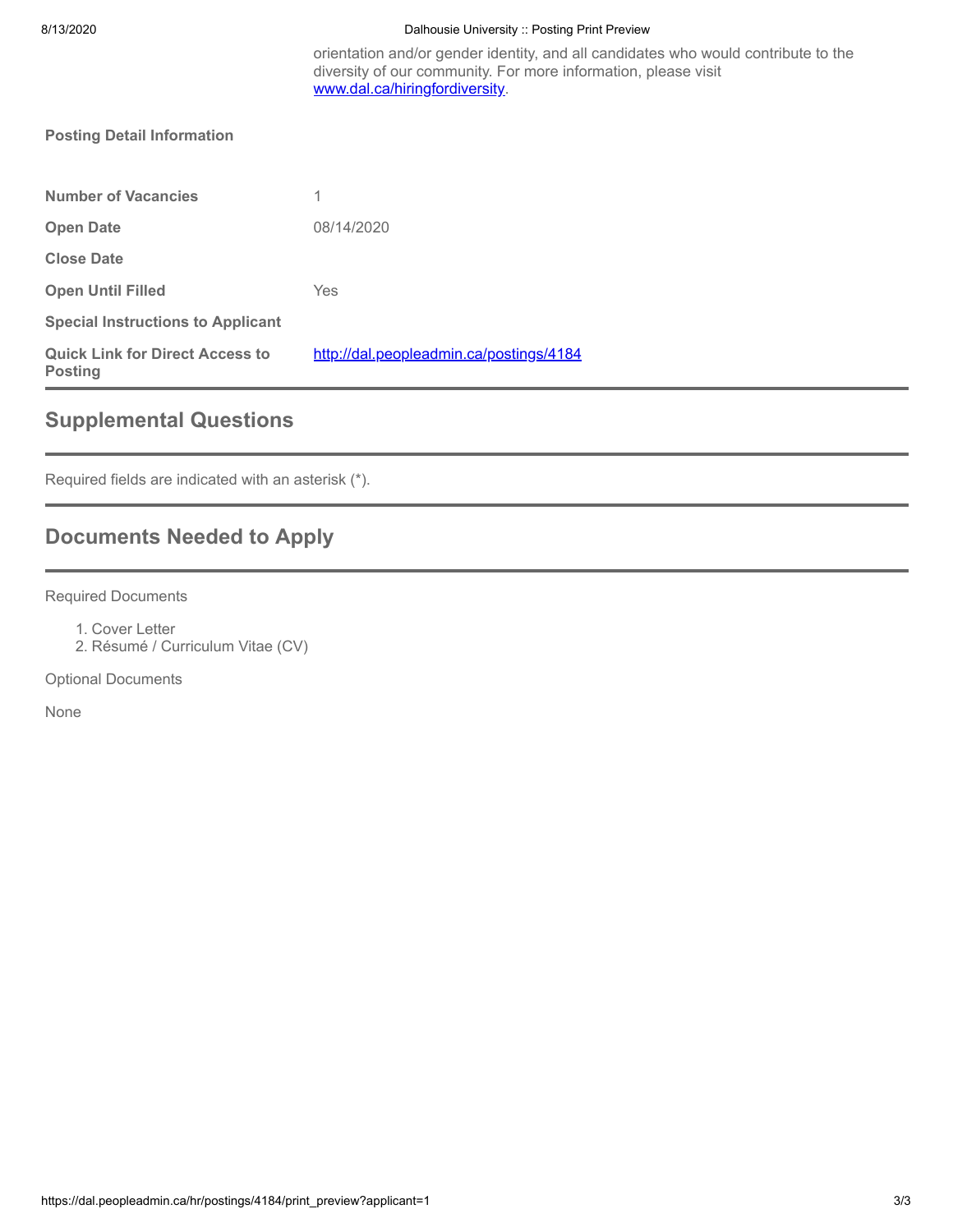orientation and/or gender identity, and all candidates who would contribute to the diversity of our community. For more information, please visit [www.dal.ca/hiringfordiversity](www.dal.ca/hiringfordiversity).

**Posting Detail Information**

| | |
|---|---|
| **Number of Vacancies** | 1 |
| **Open Date** | 08/14/2020 |
| **Close Date** | |
| **Open Until Filled** | Yes |
| **Special Instructions to Applicant** | |
| **Quick Link for Direct Access to Posting** | [http://dal.peopleadmin.ca/postings/4184](http://dal.peopleadmin.ca/postings/4184) |

## Supplemental Questions

Required fields are indicated with an asterisk (*).

## Documents Needed to Apply

Required Documents

1. Cover Letter
2. Résumé / Curriculum Vitae (CV)

Optional Documents

None